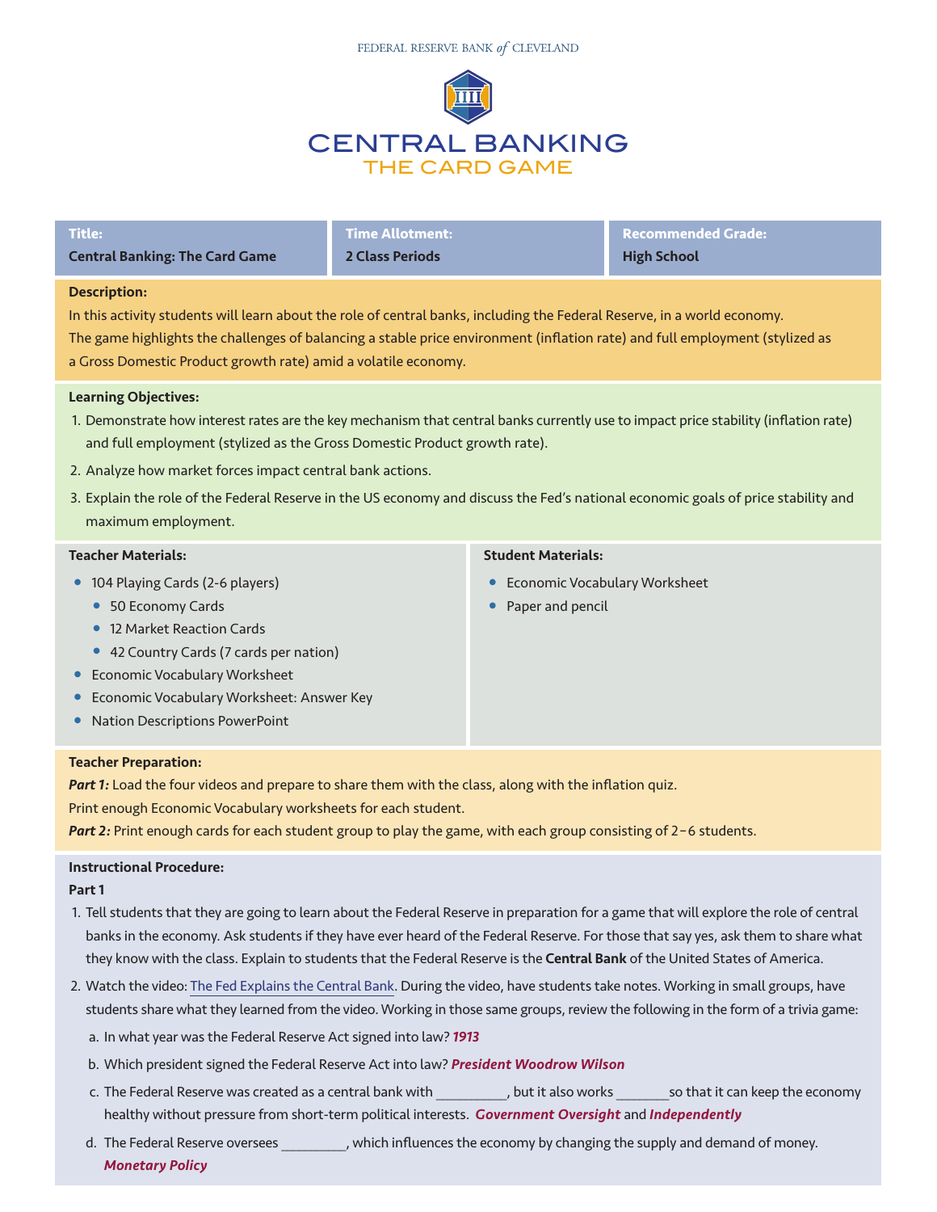FEDERAL RESERVE BANK *of* CLEVELAND

# CENTRAL BANKING
## THE CARD GAME

| Title: | Time Allotment: | Recommended Grade: |
|---|---|---|
| Central Banking: The Card Game | 2 Class Periods | High School |

**Description:**

In this activity students will learn about the role of central banks, including the Federal Reserve, in a world economy. The game highlights the challenges of balancing a stable price environment (inflation rate) and full employment (stylized as a Gross Domestic Product growth rate) amid a volatile economy.

**Learning Objectives:**

1. Demonstrate how interest rates are the key mechanism that central banks currently use to impact price stability (inflation rate) and full employment (stylized as the Gross Domestic Product growth rate).
2. Analyze how market forces impact central bank actions.
3. Explain the role of the Federal Reserve in the US economy and discuss the Fed's national economic goals of price stability and maximum employment.

**Teacher Materials:**

- 104 Playing Cards (2-6 players)
  - 50 Economy Cards
  - 12 Market Reaction Cards
  - 42 Country Cards (7 cards per nation)
- Economic Vocabulary Worksheet
- Economic Vocabulary Worksheet: Answer Key
- Nation Descriptions PowerPoint

**Student Materials:**

- Economic Vocabulary Worksheet
- Paper and pencil

**Teacher Preparation:**

***Part 1:*** Load the four videos and prepare to share them with the class, along with the inflation quiz.

Print enough Economic Vocabulary worksheets for each student.

***Part 2:*** Print enough cards for each student group to play the game, with each group consisting of 2–6 students.

**Instructional Procedure:**

**Part 1**

1. Tell students that they are going to learn about the Federal Reserve in preparation for a game that will explore the role of central banks in the economy. Ask students if they have ever heard of the Federal Reserve. For those that say yes, ask them to share what they know with the class. Explain to students that the Federal Reserve is the **Central Bank** of the United States of America.
2. Watch the video: The Fed Explains the Central Bank. During the video, have students take notes. Working in small groups, have students share what they learned from the video. Working in those same groups, review the following in the form of a trivia game:
   a. In what year was the Federal Reserve Act signed into law? ***1913***
   b. Which president signed the Federal Reserve Act into law? ***President Woodrow Wilson***
   c. The Federal Reserve was created as a central bank with __________, but it also works ________so that it can keep the economy healthy without pressure from short-term political interests. ***Government Oversight*** and ***Independently***
   d. The Federal Reserve oversees _________, which influences the economy by changing the supply and demand of money. ***Monetary Policy***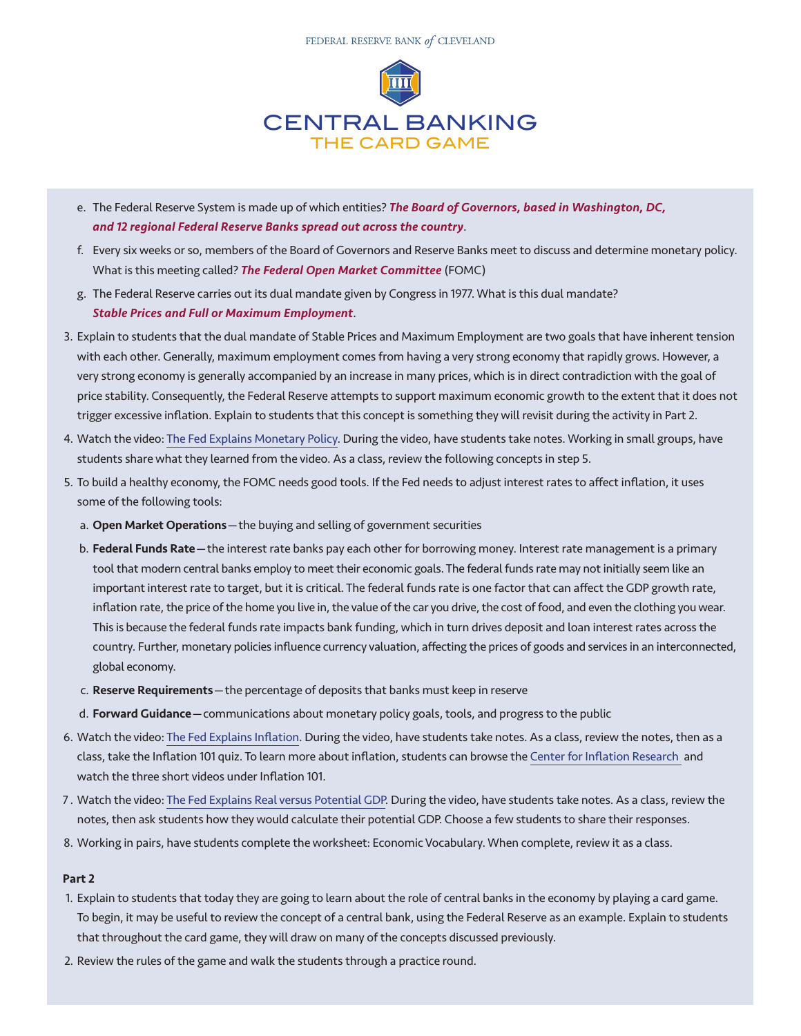e. The Federal Reserve System is made up of which entities? ***The Board of Governors, based in Washington, DC, and 12 regional Federal Reserve Banks spread out across the country***.

f. Every six weeks or so, members of the Board of Governors and Reserve Banks meet to discuss and determine monetary policy. What is this meeting called? ***The Federal Open Market Committee*** (FOMC)

g. The Federal Reserve carries out its dual mandate given by Congress in 1977. What is this dual mandate? ***Stable Prices and Full or Maximum Employment***.

3. Explain to students that the dual mandate of Stable Prices and Maximum Employment are two goals that have inherent tension with each other. Generally, maximum employment comes from having a very strong economy that rapidly grows. However, a very strong economy is generally accompanied by an increase in many prices, which is in direct contradiction with the goal of price stability. Consequently, the Federal Reserve attempts to support maximum economic growth to the extent that it does not trigger excessive inflation. Explain to students that this concept is something they will revisit during the activity in Part 2.

4. Watch the video: The Fed Explains Monetary Policy. During the video, have students take notes. Working in small groups, have students share what they learned from the video. As a class, review the following concepts in step 5.

5. To build a healthy economy, the FOMC needs good tools. If the Fed needs to adjust interest rates to affect inflation, it uses some of the following tools:
   a. **Open Market Operations**—the buying and selling of government securities
   b. **Federal Funds Rate**—the interest rate banks pay each other for borrowing money. Interest rate management is a primary tool that modern central banks employ to meet their economic goals. The federal funds rate may not initially seem like an important interest rate to target, but it is critical. The federal funds rate is one factor that can affect the GDP growth rate, inflation rate, the price of the home you live in, the value of the car you drive, the cost of food, and even the clothing you wear. This is because the federal funds rate impacts bank funding, which in turn drives deposit and loan interest rates across the country. Further, monetary policies influence currency valuation, affecting the prices of goods and services in an interconnected, global economy.
   c. **Reserve Requirements**—the percentage of deposits that banks must keep in reserve
   d. **Forward Guidance**—communications about monetary policy goals, tools, and progress to the public

6. Watch the video: The Fed Explains Inflation. During the video, have students take notes. As a class, review the notes, then as a class, take the Inflation 101 quiz. To learn more about inflation, students can browse the Center for Inflation Research and watch the three short videos under Inflation 101.

7. Watch the video: The Fed Explains Real versus Potential GDP. During the video, have students take notes. As a class, review the notes, then ask students how they would calculate their potential GDP. Choose a few students to share their responses.

8. Working in pairs, have students complete the worksheet: Economic Vocabulary. When complete, review it as a class.

**Part 2**

1. Explain to students that today they are going to learn about the role of central banks in the economy by playing a card game. To begin, it may be useful to review the concept of a central bank, using the Federal Reserve as an example. Explain to students that throughout the card game, they will draw on many of the concepts discussed previously.

2. Review the rules of the game and walk the students through a practice round.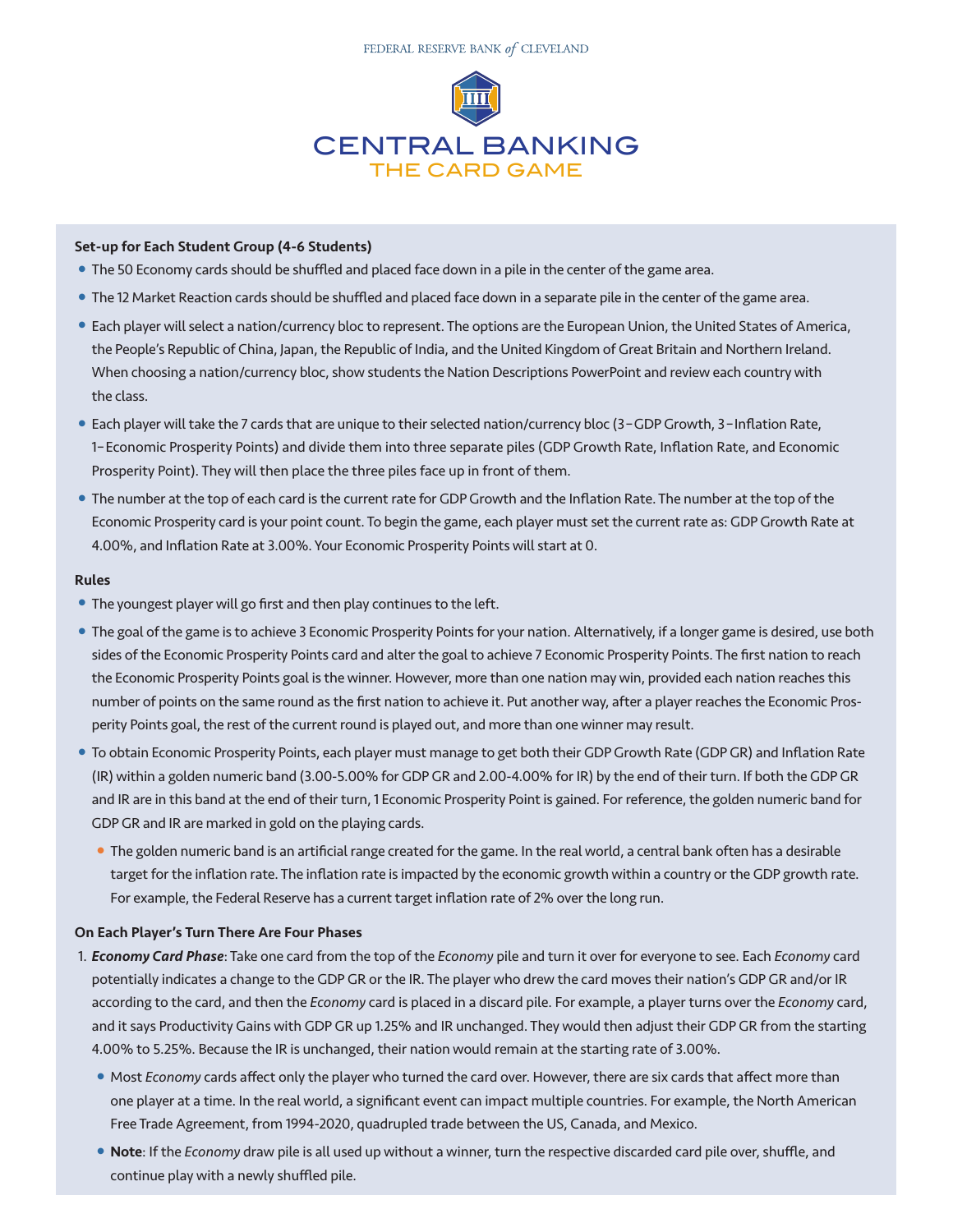# CENTRAL BANKING
## THE CARD GAME

**Set-up for Each Student Group (4-6 Students)**

- The 50 Economy cards should be shuffled and placed face down in a pile in the center of the game area.
- The 12 Market Reaction cards should be shuffled and placed face down in a separate pile in the center of the game area.
- Each player will select a nation/currency bloc to represent. The options are the European Union, the United States of America, the People's Republic of China, Japan, the Republic of India, and the United Kingdom of Great Britain and Northern Ireland. When choosing a nation/currency bloc, show students the Nation Descriptions PowerPoint and review each country with the class.
- Each player will take the 7 cards that are unique to their selected nation/currency bloc (3–GDP Growth, 3–Inflation Rate, 1–Economic Prosperity Points) and divide them into three separate piles (GDP Growth Rate, Inflation Rate, and Economic Prosperity Point). They will then place the three piles face up in front of them.
- The number at the top of each card is the current rate for GDP Growth and the Inflation Rate. The number at the top of the Economic Prosperity card is your point count. To begin the game, each player must set the current rate as: GDP Growth Rate at 4.00%, and Inflation Rate at 3.00%. Your Economic Prosperity Points will start at 0.

**Rules**

- The youngest player will go first and then play continues to the left.
- The goal of the game is to achieve 3 Economic Prosperity Points for your nation. Alternatively, if a longer game is desired, use both sides of the Economic Prosperity Points card and alter the goal to achieve 7 Economic Prosperity Points. The first nation to reach the Economic Prosperity Points goal is the winner. However, more than one nation may win, provided each nation reaches this number of points on the same round as the first nation to achieve it. Put another way, after a player reaches the Economic Prosperity Points goal, the rest of the current round is played out, and more than one winner may result.
- To obtain Economic Prosperity Points, each player must manage to get both their GDP Growth Rate (GDP GR) and Inflation Rate (IR) within a golden numeric band (3.00-5.00% for GDP GR and 2.00-4.00% for IR) by the end of their turn. If both the GDP GR and IR are in this band at the end of their turn, 1 Economic Prosperity Point is gained. For reference, the golden numeric band for GDP GR and IR are marked in gold on the playing cards.
  - The golden numeric band is an artificial range created for the game. In the real world, a central bank often has a desirable target for the inflation rate. The inflation rate is impacted by the economic growth within a country or the GDP growth rate. For example, the Federal Reserve has a current target inflation rate of 2% over the long run.

**On Each Player's Turn There Are Four Phases**

1. ***Economy Card Phase***: Take one card from the top of the *Economy* pile and turn it over for everyone to see. Each *Economy* card potentially indicates a change to the GDP GR or the IR. The player who drew the card moves their nation's GDP GR and/or IR according to the card, and then the *Economy* card is placed in a discard pile. For example, a player turns over the *Economy* card, and it says Productivity Gains with GDP GR up 1.25% and IR unchanged. They would then adjust their GDP GR from the starting 4.00% to 5.25%. Because the IR is unchanged, their nation would remain at the starting rate of 3.00%.
   - Most *Economy* cards affect only the player who turned the card over. However, there are six cards that affect more than one player at a time. In the real world, a significant event can impact multiple countries. For example, the North American Free Trade Agreement, from 1994-2020, quadrupled trade between the US, Canada, and Mexico.
   - **Note**: If the *Economy* draw pile is all used up without a winner, turn the respective discarded card pile over, shuffle, and continue play with a newly shuffled pile.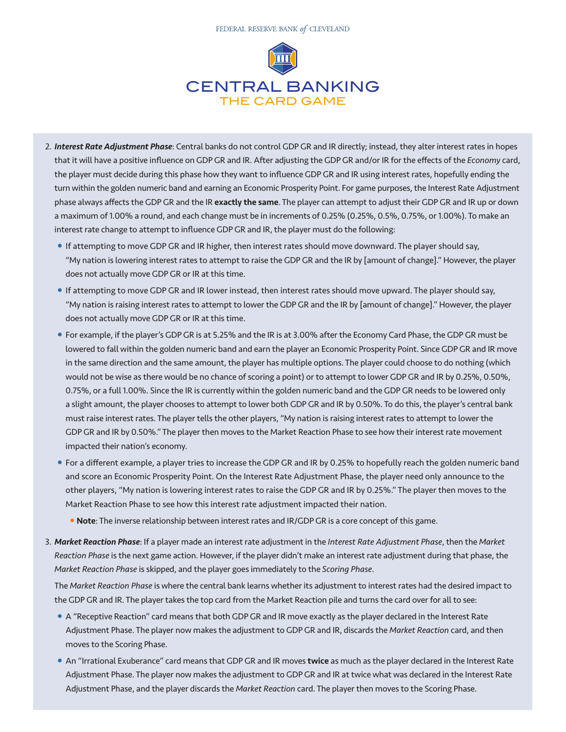2. ***Interest Rate Adjustment Phase***: Central banks do not control GDP GR and IR directly; instead, they alter interest rates in hopes that it will have a positive influence on GDP GR and IR. After adjusting the GDP GR and/or IR for the effects of the *Economy* card, the player must decide during this phase how they want to influence GDP GR and IR using interest rates, hopefully ending the turn within the golden numeric band and earning an Economic Prosperity Point. For game purposes, the Interest Rate Adjustment phase always affects the GDP GR and the IR **exactly the same**. The player can attempt to adjust their GDP GR and IR up or down a maximum of 1.00% a round, and each change must be in increments of 0.25% (0.25%, 0.5%, 0.75%, or 1.00%). To make an interest rate change to attempt to influence GDP GR and IR, the player must do the following:
   - If attempting to move GDP GR and IR higher, then interest rates should move downward. The player should say, "My nation is lowering interest rates to attempt to raise the GDP GR and the IR by [amount of change]." However, the player does not actually move GDP GR or IR at this time.
   - If attempting to move GDP GR and IR lower instead, then interest rates should move upward. The player should say, "My nation is raising interest rates to attempt to lower the GDP GR and the IR by [amount of change]." However, the player does not actually move GDP GR or IR at this time.
   - For example, if the player's GDP GR is at 5.25% and the IR is at 3.00% after the Economy Card Phase, the GDP GR must be lowered to fall within the golden numeric band and earn the player an Economic Prosperity Point. Since GDP GR and IR move in the same direction and the same amount, the player has multiple options. The player could choose to do nothing (which would not be wise as there would be no chance of scoring a point) or to attempt to lower GDP GR and IR by 0.25%, 0.50%, 0.75%, or a full 1.00%. Since the IR is currently within the golden numeric band and the GDP GR needs to be lowered only a slight amount, the player chooses to attempt to lower both GDP GR and IR by 0.50%. To do this, the player's central bank must raise interest rates. The player tells the other players, "My nation is raising interest rates to attempt to lower the GDP GR and IR by 0.50%." The player then moves to the Market Reaction Phase to see how their interest rate movement impacted their nation's economy.
   - For a different example, a player tries to increase the GDP GR and IR by 0.25% to hopefully reach the golden numeric band and score an Economic Prosperity Point. On the Interest Rate Adjustment Phase, the player need only announce to the other players, "My nation is lowering interest rates to raise the GDP GR and IR by 0.25%." The player then moves to the Market Reaction Phase to see how this interest rate adjustment impacted their nation.
     - **Note**: The inverse relationship between interest rates and IR/GDP GR is a core concept of this game.

3. ***Market Reaction Phase***: If a player made an interest rate adjustment in the *Interest Rate Adjustment Phase*, then the *Market Reaction Phase* is the next game action. However, if the player didn't make an interest rate adjustment during that phase, the *Market Reaction Phase* is skipped, and the player goes immediately to the *Scoring Phase*.

   The *Market Reaction Phase* is where the central bank learns whether its adjustment to interest rates had the desired impact to the GDP GR and IR. The player takes the top card from the Market Reaction pile and turns the card over for all to see:
   - A "Receptive Reaction" card means that both GDP GR and IR move exactly as the player declared in the Interest Rate Adjustment Phase. The player now makes the adjustment to GDP GR and IR, discards the *Market Reaction* card, and then moves to the Scoring Phase.
   - An "Irrational Exuberance" card means that GDP GR and IR moves **twice** as much as the player declared in the Interest Rate Adjustment Phase. The player now makes the adjustment to GDP GR and IR at twice what was declared in the Interest Rate Adjustment Phase, and the player discards the *Market Reaction* card. The player then moves to the Scoring Phase.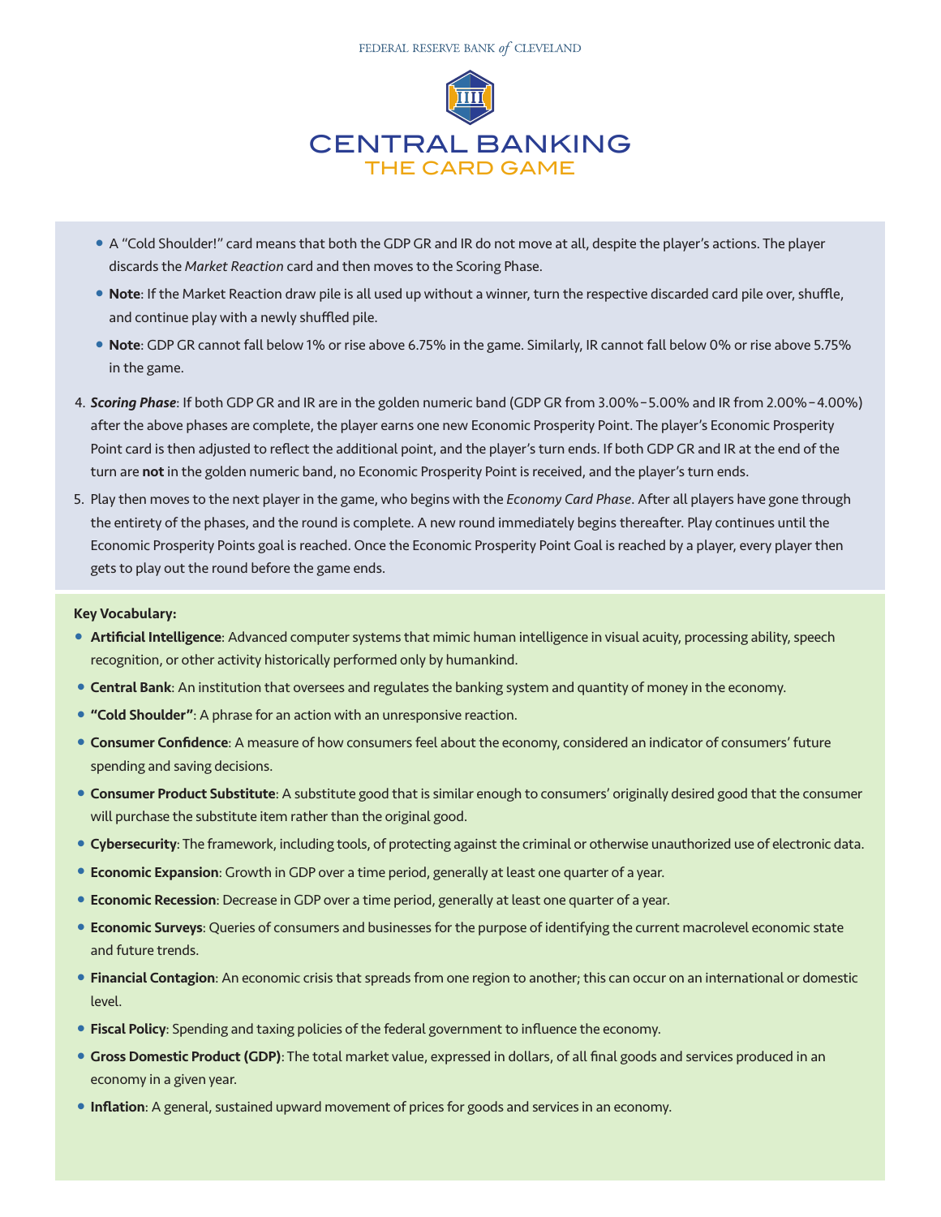- A "Cold Shoulder!" card means that both the GDP GR and IR do not move at all, despite the player's actions. The player discards the *Market Reaction* card and then moves to the Scoring Phase.
- **Note**: If the Market Reaction draw pile is all used up without a winner, turn the respective discarded card pile over, shuffle, and continue play with a newly shuffled pile.
- **Note**: GDP GR cannot fall below 1% or rise above 6.75% in the game. Similarly, IR cannot fall below 0% or rise above 5.75% in the game.

4. ***Scoring Phase***: If both GDP GR and IR are in the golden numeric band (GDP GR from 3.00%–5.00% and IR from 2.00%–4.00%) after the above phases are complete, the player earns one new Economic Prosperity Point. The player's Economic Prosperity Point card is then adjusted to reflect the additional point, and the player's turn ends. If both GDP GR and IR at the end of the turn are **not** in the golden numeric band, no Economic Prosperity Point is received, and the player's turn ends.
5. Play then moves to the next player in the game, who begins with the *Economy Card Phase*. After all players have gone through the entirety of the phases, and the round is complete. A new round immediately begins thereafter. Play continues until the Economic Prosperity Points goal is reached. Once the Economic Prosperity Point Goal is reached by a player, every player then gets to play out the round before the game ends.

**Key Vocabulary:**

- **Artificial Intelligence**: Advanced computer systems that mimic human intelligence in visual acuity, processing ability, speech recognition, or other activity historically performed only by humankind.
- **Central Bank**: An institution that oversees and regulates the banking system and quantity of money in the economy.
- **"Cold Shoulder"**: A phrase for an action with an unresponsive reaction.
- **Consumer Confidence**: A measure of how consumers feel about the economy, considered an indicator of consumers' future spending and saving decisions.
- **Consumer Product Substitute**: A substitute good that is similar enough to consumers' originally desired good that the consumer will purchase the substitute item rather than the original good.
- **Cybersecurity**: The framework, including tools, of protecting against the criminal or otherwise unauthorized use of electronic data.
- **Economic Expansion**: Growth in GDP over a time period, generally at least one quarter of a year.
- **Economic Recession**: Decrease in GDP over a time period, generally at least one quarter of a year.
- **Economic Surveys**: Queries of consumers and businesses for the purpose of identifying the current macrolevel economic state and future trends.
- **Financial Contagion**: An economic crisis that spreads from one region to another; this can occur on an international or domestic level.
- **Fiscal Policy**: Spending and taxing policies of the federal government to influence the economy.
- **Gross Domestic Product (GDP)**: The total market value, expressed in dollars, of all final goods and services produced in an economy in a given year.
- **Inflation**: A general, sustained upward movement of prices for goods and services in an economy.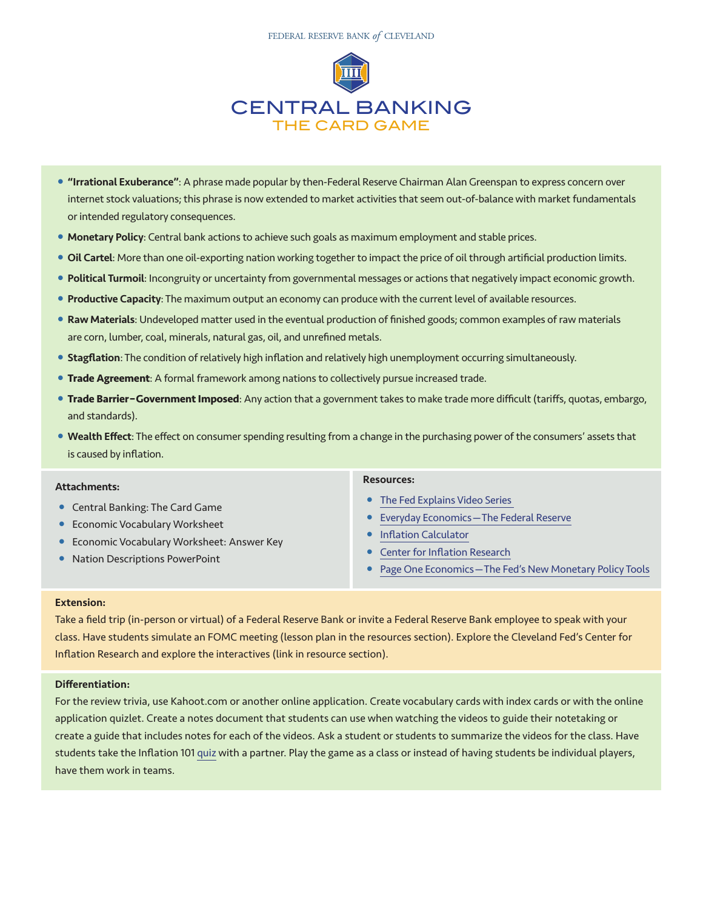- **"Irrational Exuberance"**: A phrase made popular by then-Federal Reserve Chairman Alan Greenspan to express concern over internet stock valuations; this phrase is now extended to market activities that seem out-of-balance with market fundamentals or intended regulatory consequences.
- **Monetary Policy**: Central bank actions to achieve such goals as maximum employment and stable prices.
- **Oil Cartel**: More than one oil-exporting nation working together to impact the price of oil through artificial production limits.
- **Political Turmoil**: Incongruity or uncertainty from governmental messages or actions that negatively impact economic growth.
- **Productive Capacity**: The maximum output an economy can produce with the current level of available resources.
- **Raw Materials**: Undeveloped matter used in the eventual production of finished goods; common examples of raw materials are corn, lumber, coal, minerals, natural gas, oil, and unrefined metals.
- **Stagflation**: The condition of relatively high inflation and relatively high unemployment occurring simultaneously.
- **Trade Agreement**: A formal framework among nations to collectively pursue increased trade.
- **Trade Barrier–Government Imposed**: Any action that a government takes to make trade more difficult (tariffs, quotas, embargo, and standards).
- **Wealth Effect**: The effect on consumer spending resulting from a change in the purchasing power of the consumers' assets that is caused by inflation.

**Attachments:**

- Central Banking: The Card Game
- Economic Vocabulary Worksheet
- Economic Vocabulary Worksheet: Answer Key
- Nation Descriptions PowerPoint

**Resources:**

- The Fed Explains Video Series
- Everyday Economics—The Federal Reserve
- Inflation Calculator
- Center for Inflation Research
- Page One Economics—The Fed's New Monetary Policy Tools

**Extension:**

Take a field trip (in-person or virtual) of a Federal Reserve Bank or invite a Federal Reserve Bank employee to speak with your class. Have students simulate an FOMC meeting (lesson plan in the resources section). Explore the Cleveland Fed's Center for Inflation Research and explore the interactives (link in resource section).

**Differentiation:**

For the review trivia, use Kahoot.com or another online application. Create vocabulary cards with index cards or with the online application quizlet. Create a notes document that students can use when watching the videos to guide their notetaking or create a guide that includes notes for each of the videos. Ask a student or students to summarize the videos for the class. Have students take the Inflation 101 quiz with a partner. Play the game as a class or instead of having students be individual players, have them work in teams.